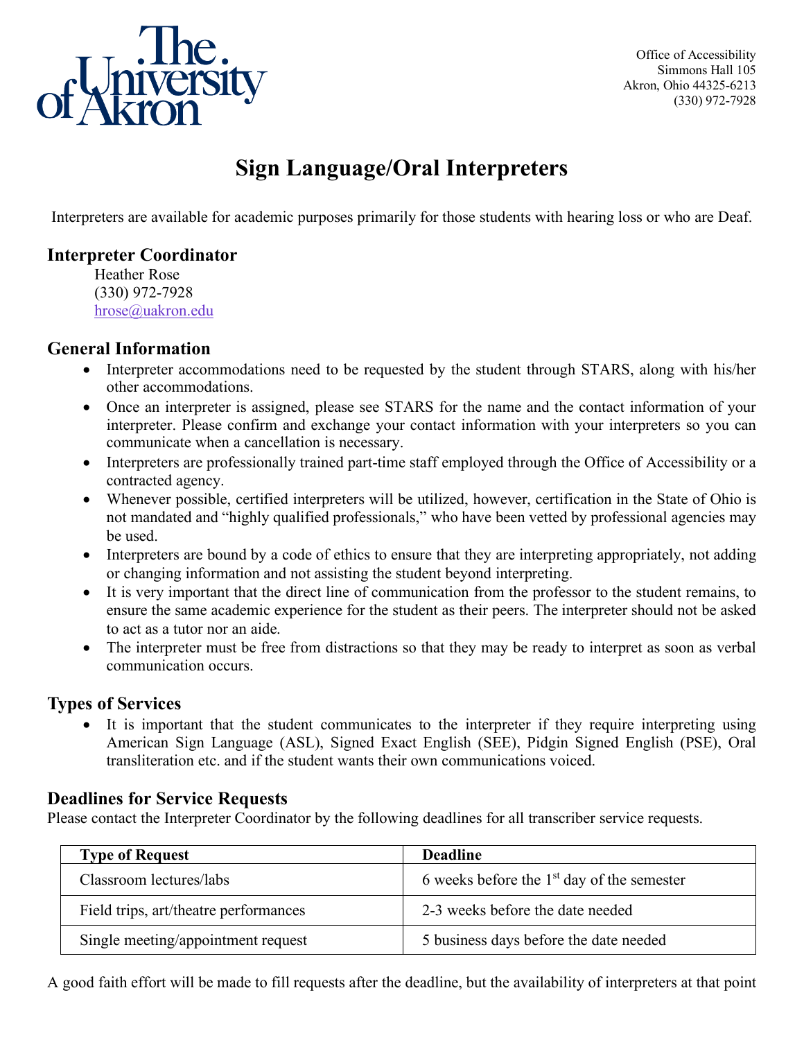The University of Akron

Office of Accessibility
Simmons Hall 105
Akron, Ohio 44325-6213
(330) 972-7928

# Sign Language/Oral Interpreters

Interpreters are available for academic purposes primarily for those students with hearing loss or who are Deaf.

## Interpreter Coordinator

Heather Rose
(330) 972-7928
hrose@uakron.edu

## General Information

- Interpreter accommodations need to be requested by the student through STARS, along with his/her other accommodations.
- Once an interpreter is assigned, please see STARS for the name and the contact information of your interpreter. Please confirm and exchange your contact information with your interpreters so you can communicate when a cancellation is necessary.
- Interpreters are professionally trained part-time staff employed through the Office of Accessibility or a contracted agency.
- Whenever possible, certified interpreters will be utilized, however, certification in the State of Ohio is not mandated and "highly qualified professionals," who have been vetted by professional agencies may be used.
- Interpreters are bound by a code of ethics to ensure that they are interpreting appropriately, not adding or changing information and not assisting the student beyond interpreting.
- It is very important that the direct line of communication from the professor to the student remains, to ensure the same academic experience for the student as their peers. The interpreter should not be asked to act as a tutor nor an aide.
- The interpreter must be free from distractions so that they may be ready to interpret as soon as verbal communication occurs.

## Types of Services

- It is important that the student communicates to the interpreter if they require interpreting using American Sign Language (ASL), Signed Exact English (SEE), Pidgin Signed English (PSE), Oral transliteration etc. and if the student wants their own communications voiced.

## Deadlines for Service Requests

Please contact the Interpreter Coordinator by the following deadlines for all transcriber service requests.

| Type of Request | Deadline |
|---|---|
| Classroom lectures/labs | 6 weeks before the 1st day of the semester |
| Field trips, art/theatre performances | 2-3 weeks before the date needed |
| Single meeting/appointment request | 5 business days before the date needed |

A good faith effort will be made to fill requests after the deadline, but the availability of interpreters at that point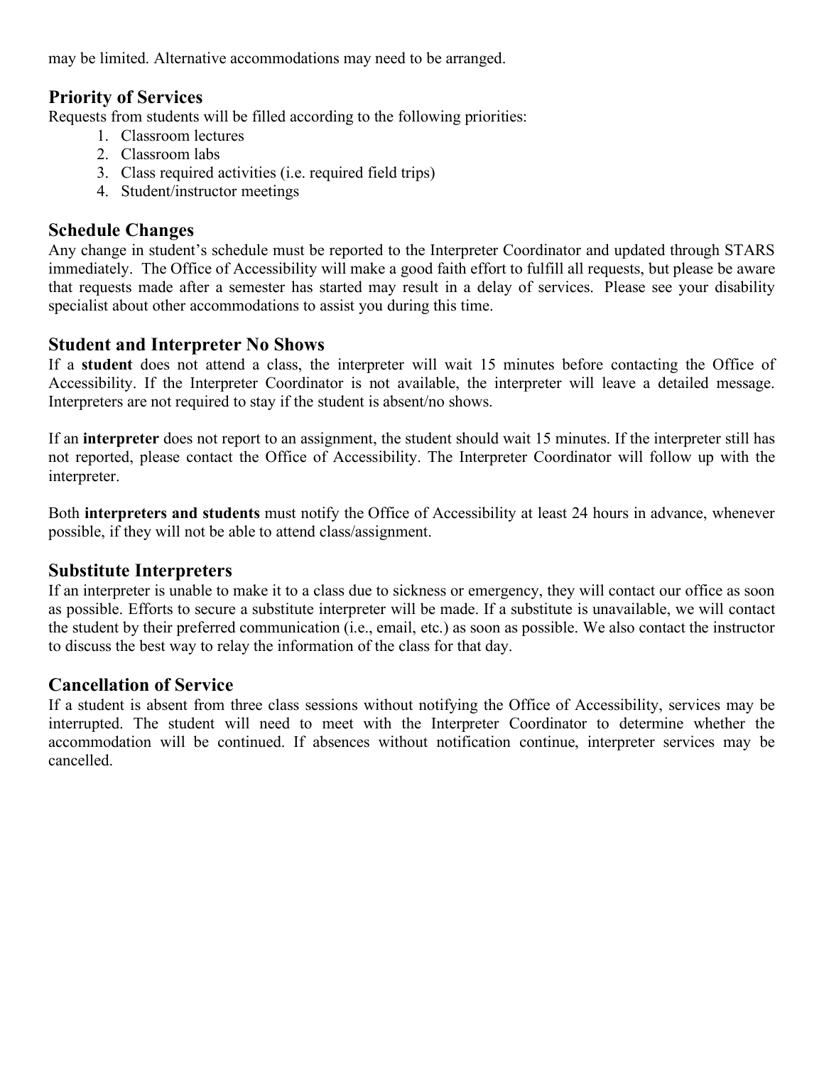may be limited. Alternative accommodations may need to be arranged.

## Priority of Services

Requests from students will be filled according to the following priorities:

1. Classroom lectures
2. Classroom labs
3. Class required activities (i.e. required field trips)
4. Student/instructor meetings

## Schedule Changes

Any change in student's schedule must be reported to the Interpreter Coordinator and updated through STARS immediately. The Office of Accessibility will make a good faith effort to fulfill all requests, but please be aware that requests made after a semester has started may result in a delay of services. Please see your disability specialist about other accommodations to assist you during this time.

## Student and Interpreter No Shows

If a **student** does not attend a class, the interpreter will wait 15 minutes before contacting the Office of Accessibility. If the Interpreter Coordinator is not available, the interpreter will leave a detailed message. Interpreters are not required to stay if the student is absent/no shows.

If an **interpreter** does not report to an assignment, the student should wait 15 minutes. If the interpreter still has not reported, please contact the Office of Accessibility. The Interpreter Coordinator will follow up with the interpreter.

Both **interpreters and students** must notify the Office of Accessibility at least 24 hours in advance, whenever possible, if they will not be able to attend class/assignment.

## Substitute Interpreters

If an interpreter is unable to make it to a class due to sickness or emergency, they will contact our office as soon as possible. Efforts to secure a substitute interpreter will be made. If a substitute is unavailable, we will contact the student by their preferred communication (i.e., email, etc.) as soon as possible. We also contact the instructor to discuss the best way to relay the information of the class for that day.

## Cancellation of Service

If a student is absent from three class sessions without notifying the Office of Accessibility, services may be interrupted. The student will need to meet with the Interpreter Coordinator to determine whether the accommodation will be continued. If absences without notification continue, interpreter services may be cancelled.